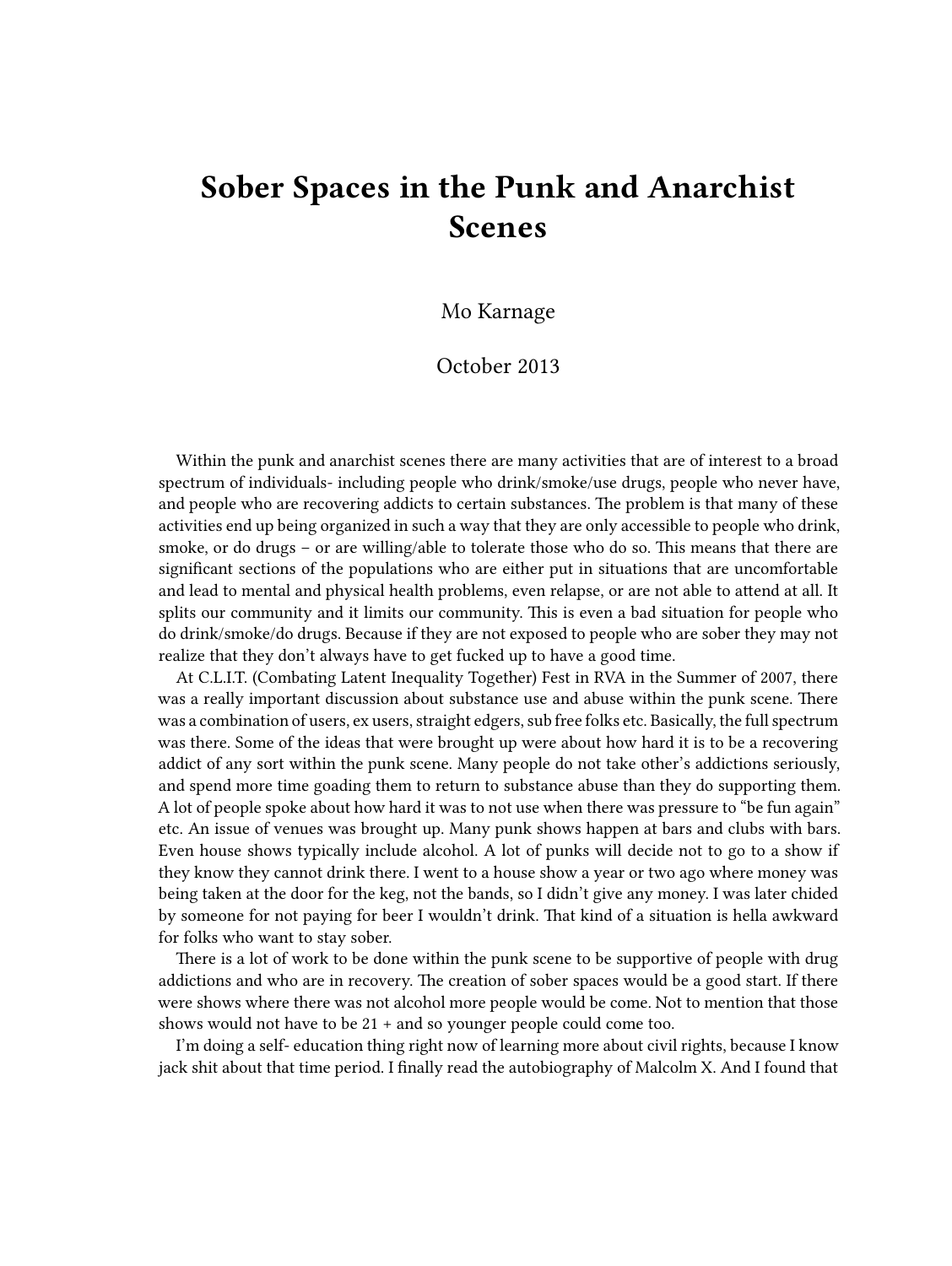# Sober Spaces in the Punk and Anarchist Scenes

Mo Karnage

October 2013

Within the punk and anarchist scenes there are many activities that are of interest to a broad spectrum of individuals- including people who drink/smoke/use drugs, people who never have, and people who are recovering addicts to certain substances. The problem is that many of these activities end up being organized in such a way that they are only accessible to people who drink, smoke, or do drugs – or are willing/able to tolerate those who do so. This means that there are significant sections of the populations who are either put in situations that are uncomfortable and lead to mental and physical health problems, even relapse, or are not able to attend at all. It splits our community and it limits our community. This is even a bad situation for people who do drink/smoke/do drugs. Because if they are not exposed to people who are sober they may not realize that they don't always have to get fucked up to have a good time.

At C.L.I.T. (Combating Latent Inequality Together) Fest in RVA in the Summer of 2007, there was a really important discussion about substance use and abuse within the punk scene. There was a combination of users, ex users, straight edgers, sub free folks etc. Basically, the full spectrum was there. Some of the ideas that were brought up were about how hard it is to be a recovering addict of any sort within the punk scene. Many people do not take other's addictions seriously, and spend more time goading them to return to substance abuse than they do supporting them. A lot of people spoke about how hard it was to not use when there was pressure to "be fun again" etc. An issue of venues was brought up. Many punk shows happen at bars and clubs with bars. Even house shows typically include alcohol. A lot of punks will decide not to go to a show if they know they cannot drink there. I went to a house show a year or two ago where money was being taken at the door for the keg, not the bands, so I didn't give any money. I was later chided by someone for not paying for beer I wouldn't drink. That kind of a situation is hella awkward for folks who want to stay sober.

There is a lot of work to be done within the punk scene to be supportive of people with drug addictions and who are in recovery. The creation of sober spaces would be a good start. If there were shows where there was not alcohol more people would be come. Not to mention that those shows would not have to be 21 + and so younger people could come too.

I'm doing a self- education thing right now of learning more about civil rights, because I know jack shit about that time period. I finally read the autobiography of Malcolm X. And I found that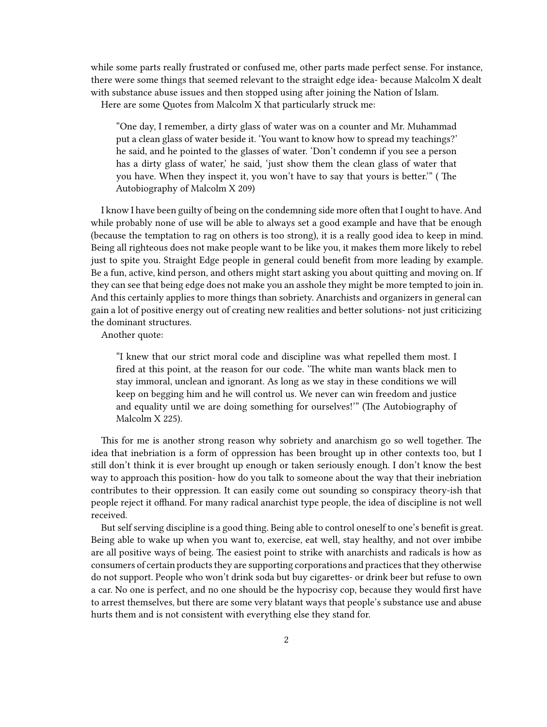while some parts really frustrated or confused me, other parts made perfect sense. For instance, there were some things that seemed relevant to the straight edge idea- because Malcolm X dealt with substance abuse issues and then stopped using after joining the Nation of Islam.

Here are some Quotes from Malcolm X that particularly struck me:

> "One day, I remember, a dirty glass of water was on a counter and Mr. Muhammad put a clean glass of water beside it. 'You want to know how to spread my teachings?' he said, and he pointed to the glasses of water. 'Don't condemn if you see a person has a dirty glass of water,' he said, 'just show them the clean glass of water that you have. When they inspect it, you won't have to say that yours is better.'" ( The Autobiography of Malcolm X 209)

I know I have been guilty of being on the condemning side more often that I ought to have. And while probably none of use will be able to always set a good example and have that be enough (because the temptation to rag on others is too strong), it is a really good idea to keep in mind. Being all righteous does not make people want to be like you, it makes them more likely to rebel just to spite you. Straight Edge people in general could benefit from more leading by example. Be a fun, active, kind person, and others might start asking you about quitting and moving on. If they can see that being edge does not make you an asshole they might be more tempted to join in. And this certainly applies to more things than sobriety. Anarchists and organizers in general can gain a lot of positive energy out of creating new realities and better solutions- not just criticizing the dominant structures.

Another quote:

> "I knew that our strict moral code and discipline was what repelled them most. I fired at this point, at the reason for our code. 'The white man wants black men to stay immoral, unclean and ignorant. As long as we stay in these conditions we will keep on begging him and he will control us. We never can win freedom and justice and equality until we are doing something for ourselves!'" (The Autobiography of Malcolm X 225).

This for me is another strong reason why sobriety and anarchism go so well together. The idea that inebriation is a form of oppression has been brought up in other contexts too, but I still don't think it is ever brought up enough or taken seriously enough. I don't know the best way to approach this position- how do you talk to someone about the way that their inebriation contributes to their oppression. It can easily come out sounding so conspiracy theory-ish that people reject it offhand. For many radical anarchist type people, the idea of discipline is not well received.

But self serving discipline is a good thing. Being able to control oneself to one's benefit is great. Being able to wake up when you want to, exercise, eat well, stay healthy, and not over imbibe are all positive ways of being. The easiest point to strike with anarchists and radicals is how as consumers of certain products they are supporting corporations and practices that they otherwise do not support. People who won't drink soda but buy cigarettes- or drink beer but refuse to own a car. No one is perfect, and no one should be the hypocrisy cop, because they would first have to arrest themselves, but there are some very blatant ways that people's substance use and abuse hurts them and is not consistent with everything else they stand for.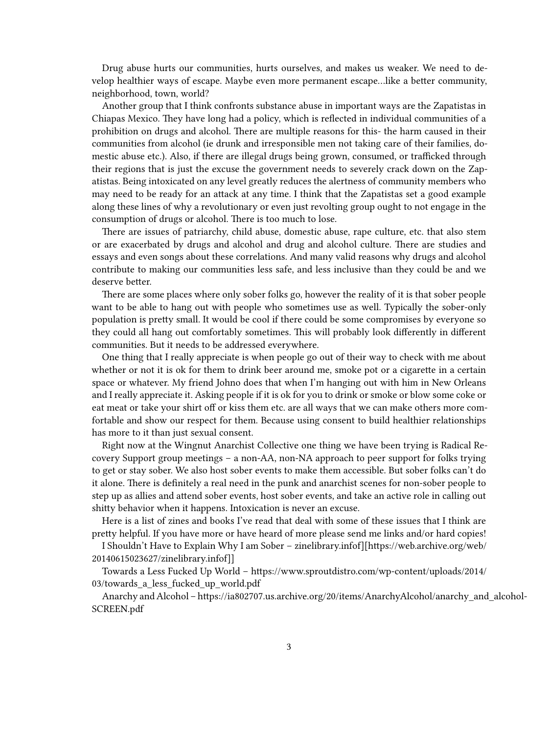Drug abuse hurts our communities, hurts ourselves, and makes us weaker. We need to develop healthier ways of escape. Maybe even more permanent escape…like a better community, neighborhood, town, world?

Another group that I think confronts substance abuse in important ways are the Zapatistas in Chiapas Mexico. They have long had a policy, which is reflected in individual communities of a prohibition on drugs and alcohol. There are multiple reasons for this- the harm caused in their communities from alcohol (ie drunk and irresponsible men not taking care of their families, domestic abuse etc.). Also, if there are illegal drugs being grown, consumed, or trafficked through their regions that is just the excuse the government needs to severely crack down on the Zapatistas. Being intoxicated on any level greatly reduces the alertness of community members who may need to be ready for an attack at any time. I think that the Zapatistas set a good example along these lines of why a revolutionary or even just revolting group ought to not engage in the consumption of drugs or alcohol. There is too much to lose.

There are issues of patriarchy, child abuse, domestic abuse, rape culture, etc. that also stem or are exacerbated by drugs and alcohol and drug and alcohol culture. There are studies and essays and even songs about these correlations. And many valid reasons why drugs and alcohol contribute to making our communities less safe, and less inclusive than they could be and we deserve better.

There are some places where only sober folks go, however the reality of it is that sober people want to be able to hang out with people who sometimes use as well. Typically the sober-only population is pretty small. It would be cool if there could be some compromises by everyone so they could all hang out comfortably sometimes. This will probably look differently in different communities. But it needs to be addressed everywhere.

One thing that I really appreciate is when people go out of their way to check with me about whether or not it is ok for them to drink beer around me, smoke pot or a cigarette in a certain space or whatever. My friend Johno does that when I'm hanging out with him in New Orleans and I really appreciate it. Asking people if it is ok for you to drink or smoke or blow some coke or eat meat or take your shirt off or kiss them etc. are all ways that we can make others more comfortable and show our respect for them. Because using consent to build healthier relationships has more to it than just sexual consent.

Right now at the Wingnut Anarchist Collective one thing we have been trying is Radical Recovery Support group meetings – a non-AA, non-NA approach to peer support for folks trying to get or stay sober. We also host sober events to make them accessible. But sober folks can't do it alone. There is definitely a real need in the punk and anarchist scenes for non-sober people to step up as allies and attend sober events, host sober events, and take an active role in calling out shitty behavior when it happens. Intoxication is never an excuse.

Here is a list of zines and books I've read that deal with some of these issues that I think are pretty helpful. If you have more or have heard of more please send me links and/or hard copies!

I Shouldn't Have to Explain Why I am Sober – zinelibrary.infof][https://web.archive.org/web/20140615023627/zinelibrary.infof]]

Towards a Less Fucked Up World – https://www.sproutdistro.com/wp-content/uploads/2014/03/towards_a_less_fucked_up_world.pdf

Anarchy and Alcohol – https://ia802707.us.archive.org/20/items/AnarchyAlcohol/anarchy_and_alcohol-SCREEN.pdf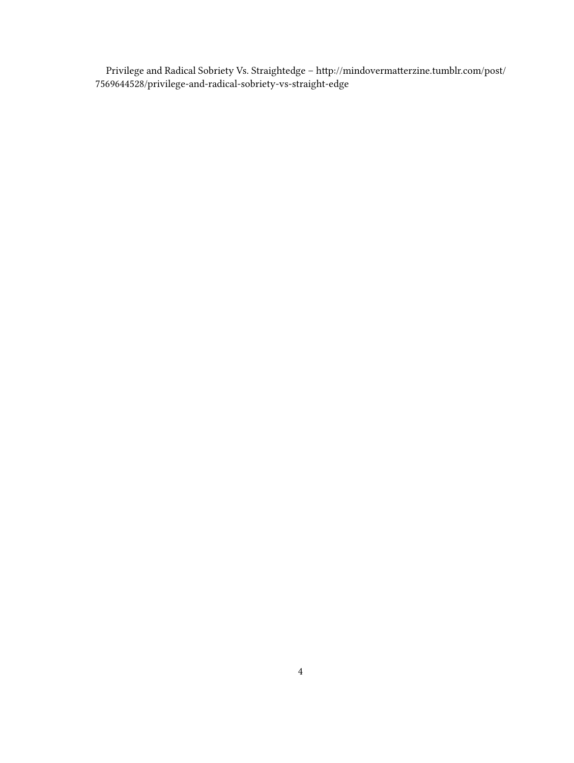Privilege and Radical Sobriety Vs. Straightedge – http://mindovermatterzine.tumblr.com/post/7569644528/privilege-and-radical-sobriety-vs-straight-edge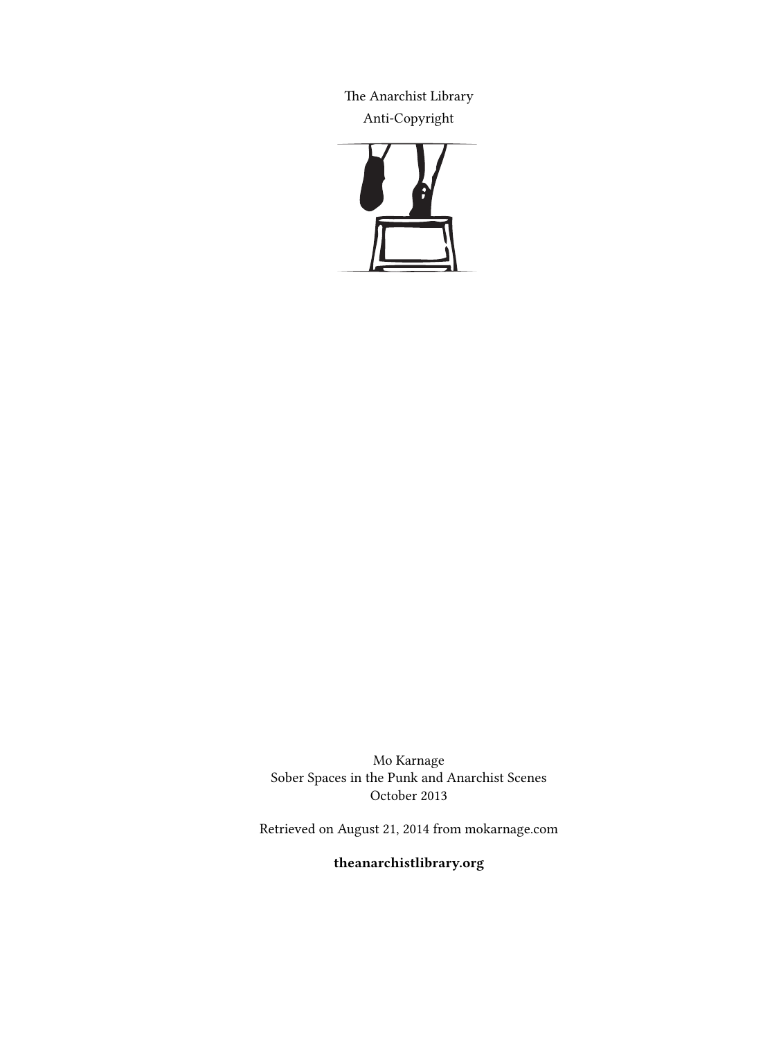The Anarchist Library
Anti-Copyright

Mo Karnage
Sober Spaces in the Punk and Anarchist Scenes
October 2013

Retrieved on August 21, 2014 from mokarnage.com

**theanarchistlibrary.org**